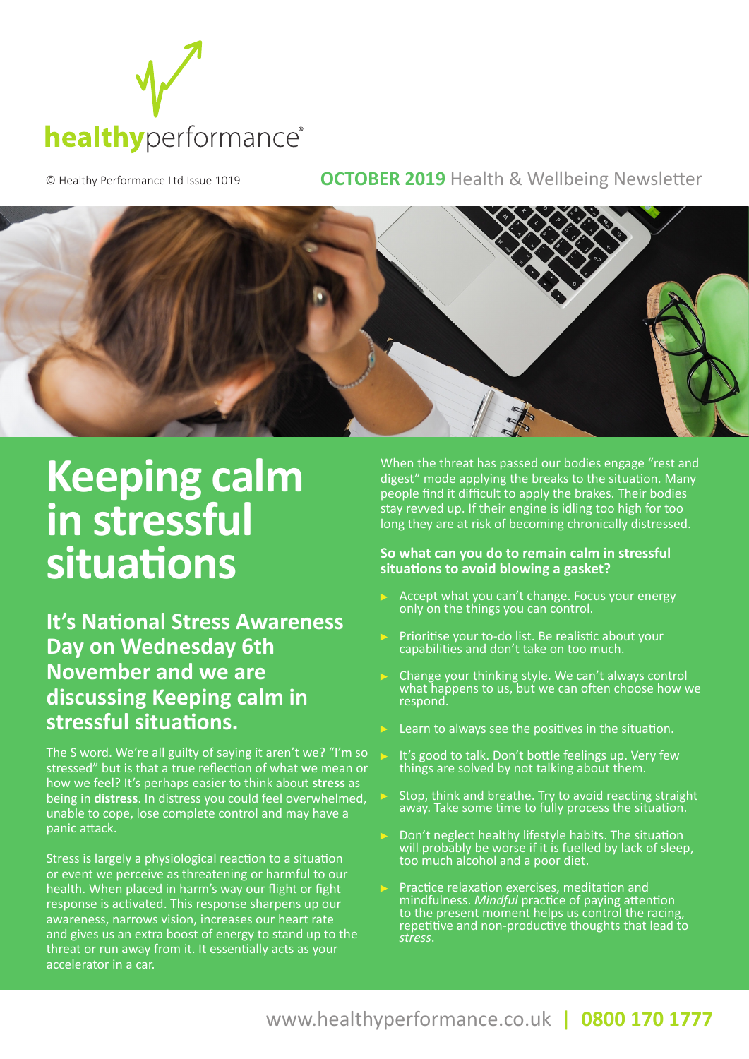healthyperformance®

© Healthy Performance Ltd Issue 1019

**OCTOBER 2019** Health & Wellbeing Newsletter

# Keeping calm in stressful situations

## It's National Stress Awareness Day on Wednesday 6th November and we are discussing Keeping calm in stressful situations.

The S word. We're all guilty of saying it aren't we? "I'm so stressed" but is that a true reflection of what we mean or how we feel? It's perhaps easier to think about **stress** as being in **distress**. In distress you could feel overwhelmed, unable to cope, lose complete control and may have a panic attack.

Stress is largely a physiological reaction to a situation or event we perceive as threatening or harmful to our health. When placed in harm's way our flight or fight response is activated. This response sharpens up our awareness, narrows vision, increases our heart rate and gives us an extra boost of energy to stand up to the threat or run away from it. It essentially acts as your accelerator in a car.

When the threat has passed our bodies engage "rest and digest" mode applying the breaks to the situation. Many people find it difficult to apply the brakes. Their bodies stay revved up. If their engine is idling too high for too long they are at risk of becoming chronically distressed.

**So what can you do to remain calm in stressful situations to avoid blowing a gasket?**

- Accept what you can't change. Focus your energy only on the things you can control.
- Prioritise your to-do list. Be realistic about your capabilities and don't take on too much.
- Change your thinking style. We can't always control what happens to us, but we can often choose how we respond.
- Learn to always see the positives in the situation.
- It's good to talk. Don't bottle feelings up. Very few things are solved by not talking about them.
- Stop, think and breathe. Try to avoid reacting straight away. Take some time to fully process the situation.
- Don't neglect healthy lifestyle habits. The situation will probably be worse if it is fuelled by lack of sleep, too much alcohol and a poor diet.
- Practice relaxation exercises, meditation and mindfulness. *Mindful* practice of paying attention to the present moment helps us control the racing, repetitive and non-productive thoughts that lead to *stress*.

www.healthyperformance.co.uk | **0800 170 1777**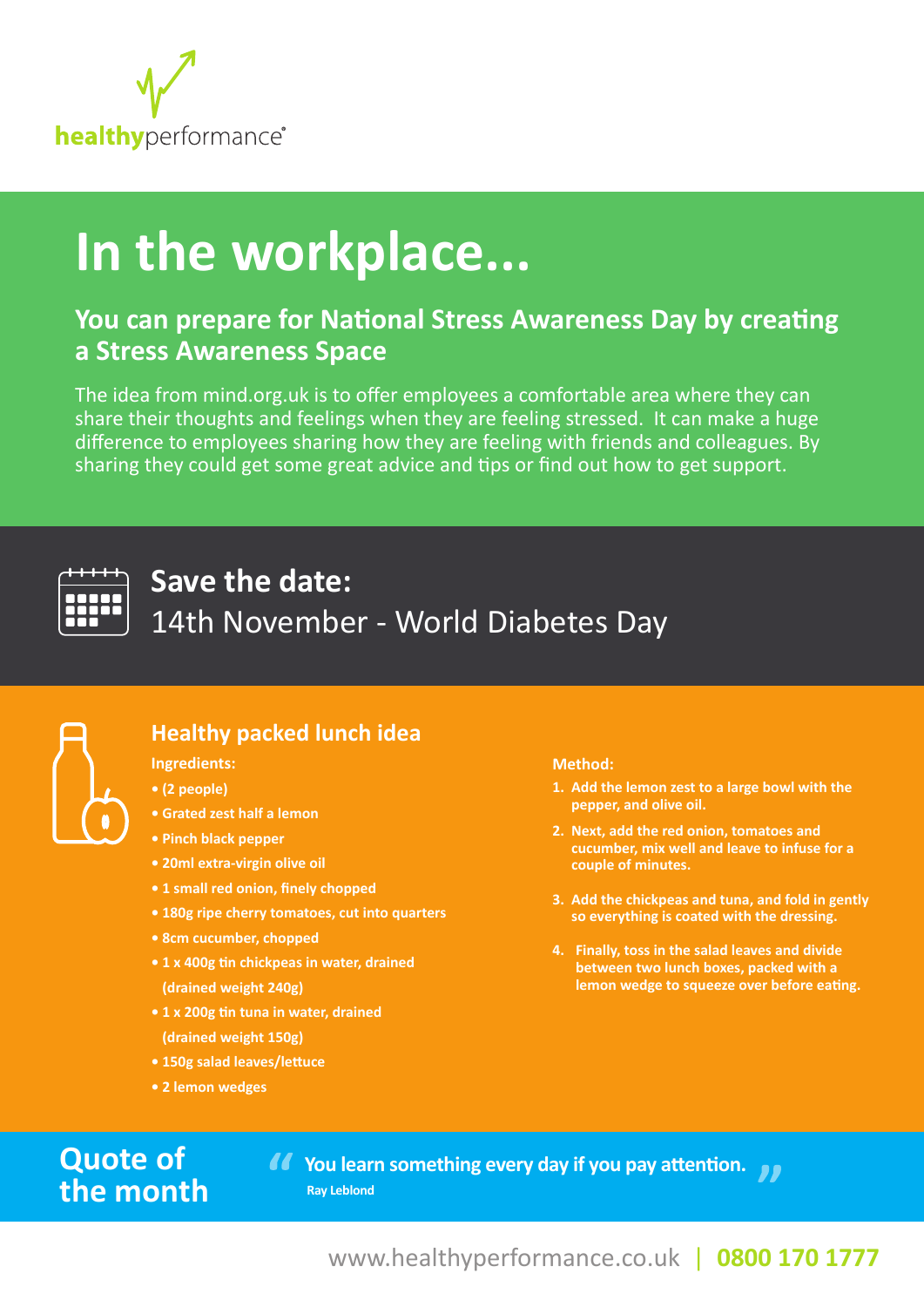healthyperformance®

# In the workplace...

## You can prepare for National Stress Awareness Day by creating a Stress Awareness Space

The idea from mind.org.uk is to offer employees a comfortable area where they can share their thoughts and feelings when they are feeling stressed. It can make a huge difference to employees sharing how they are feeling with friends and colleagues. By sharing they could get some great advice and tips or find out how to get support.

## Save the date:

14th November - World Diabetes Day

## Healthy packed lunch idea

**Ingredients:**

- (2 people)
- Grated zest half a lemon
- Pinch black pepper
- 20ml extra-virgin olive oil
- 1 small red onion, finely chopped
- 180g ripe cherry tomatoes, cut into quarters
- 8cm cucumber, chopped
- 1 x 400g tin chickpeas in water, drained (drained weight 240g)
- 1 x 200g tin tuna in water, drained (drained weight 150g)
- 150g salad leaves/lettuce
- 2 lemon wedges

**Method:**

1. Add the lemon zest to a large bowl with the pepper, and olive oil.
2. Next, add the red onion, tomatoes and cucumber, mix well and leave to infuse for a couple of minutes.
3. Add the chickpeas and tuna, and fold in gently so everything is coated with the dressing.
4. Finally, toss in the salad leaves and divide between two lunch boxes, packed with a lemon wedge to squeeze over before eating.

## Quote of the month

"You learn something every day if you pay attention."

Ray Leblond

www.healthyperformance.co.uk | 0800 170 1777